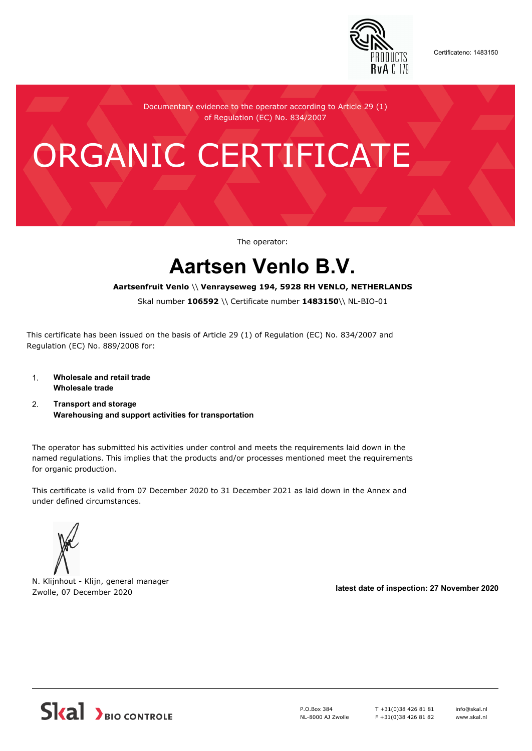Certificateno: 1483150

Documentary evidence to the operator according to Article 29 (1) of Regulation (EC) No. 834/2007

# ORGANIC CERTIFICATE

The operator:

## Aartsen Venlo B.V.

**Aartsenfruit Venlo \\ Venrayseweg 194, 5928 RH VENLO, NETHERLANDS**

Skal number **106592** \\ Certificate number **1483150**\\ NL-BIO-01

This certificate has been issued on the basis of Article 29 (1) of Regulation (EC) No. 834/2007 and Regulation (EC) No. 889/2008 for:

1. **Wholesale and retail trade**
   **Wholesale trade**
2. **Transport and storage**
   **Warehousing and support activities for transportation**

The operator has submitted his activities under control and meets the requirements laid down in the named regulations. This implies that the products and/or processes mentioned meet the requirements for organic production.

This certificate is valid from 07 December 2020 to 31 December 2021 as laid down in the Annex and under defined circumstances.

N. Klijnhout - Klijn, general manager
Zwolle, 07 December 2020

**latest date of inspection: 27 November 2020**

Skal BIO CONTROLE

P.O.Box 384
NL-8000 AJ Zwolle

T +31(0)38 426 81 81
F +31(0)38 426 81 82

info@skal.nl
www.skal.nl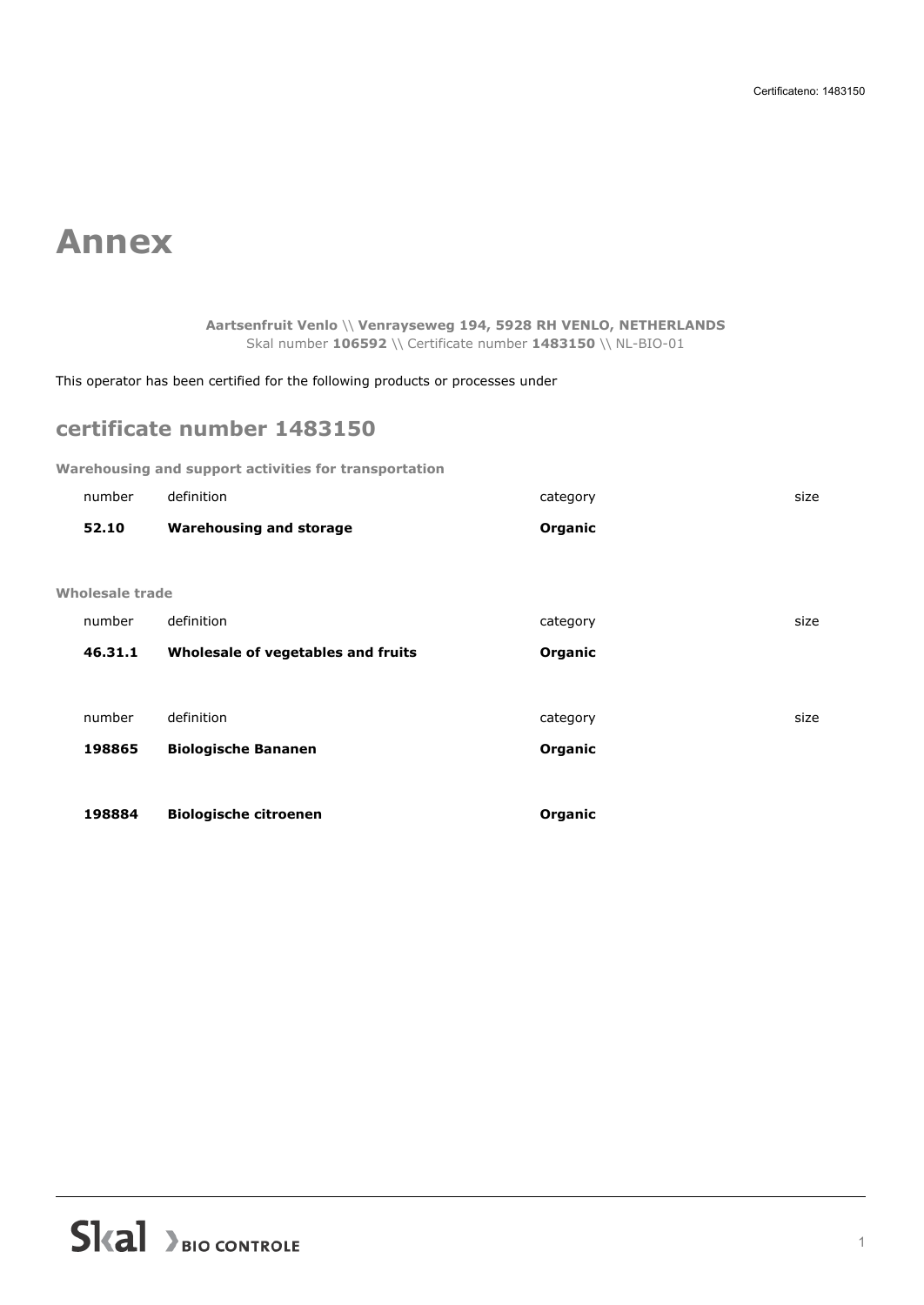# Annex

**Aartsenfruit Venlo** \\ **Venrayseweg 194, 5928 RH VENLO, NETHERLANDS**
Skal number **106592** \\ Certificate number **1483150** \\ NL-BIO-01

This operator has been certified for the following products or processes under

## certificate number 1483150

**Warehousing and support activities for transportation**

| number | definition | category | size |
|---|---|---|---|
| **52.10** | **Warehousing and storage** | **Organic** | |

**Wholesale trade**

| number | definition | category | size |
|---|---|---|---|
| **46.31.1** | **Wholesale of vegetables and fruits** | **Organic** | |

| number | definition | category | size |
|---|---|---|---|
| **198865** | **Biologische Bananen** | **Organic** | |
| **198884** | **Biologische citroenen** | **Organic** | |